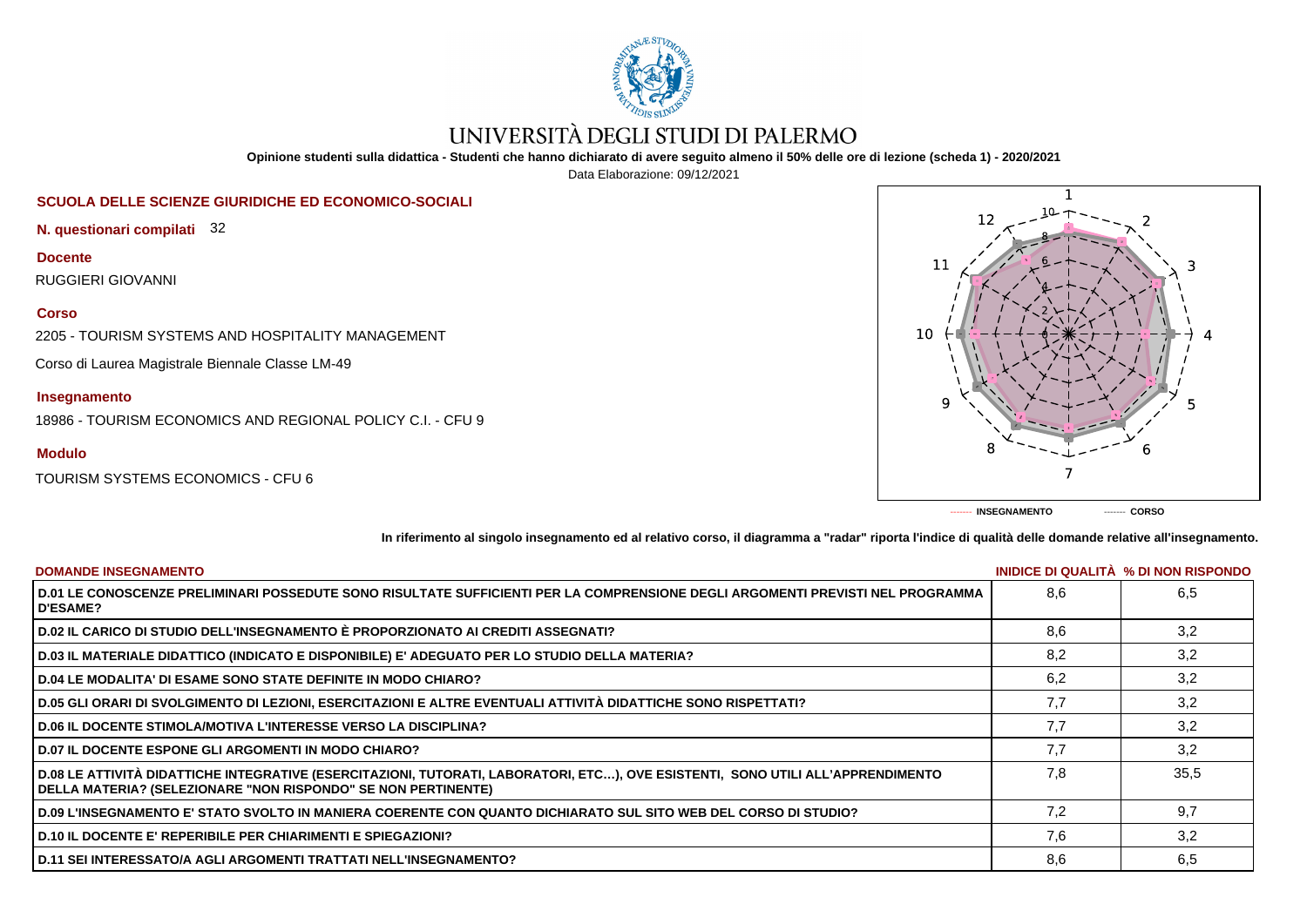# UNIVERSITÀ DEGLI STUDI DI PALERMO

**Opinione studenti sulla didattica - Studenti che hanno dichiarato di avere seguito almeno il 50% delle ore di lezione (scheda 1) - 2020/2021**

Data Elaborazione: 09/12/2021

## SCUOLA DELLE SCIENZE GIURIDICHE ED ECONOMICO-SOCIALI

**N. questionari compilati** 32

**Docente**

RUGGIERI GIOVANNI

**Corso**

2205 - TOURISM SYSTEMS AND HOSPITALITY MANAGEMENT

Corso di Laurea Magistrale Biennale Classe LM-49

**Insegnamento**

18986 - TOURISM ECONOMICS AND REGIONAL POLICY C.I. - CFU 9

**Modulo**

TOURISM SYSTEMS ECONOMICS - CFU 6

------- INSEGNAMENTO ------- CORSO

**In riferimento al singolo insegnamento ed al relativo corso, il diagramma a "radar" riporta l'indice di qualità delle domande relative all'insegnamento.**

| DOMANDE INSEGNAMENTO | INIDICE DI QUALITÀ | % DI NON RISPONDO |
|---|---|---|
| D.01 LE CONOSCENZE PRELIMINARI POSSEDUTE SONO RISULTATE SUFFICIENTI PER LA COMPRENSIONE DEGLI ARGOMENTI PREVISTI NEL PROGRAMMA D'ESAME? | 8,6 | 6,5 |
| D.02 IL CARICO DI STUDIO DELL'INSEGNAMENTO È PROPORZIONATO AI CREDITI ASSEGNATI? | 8,6 | 3,2 |
| D.03 IL MATERIALE DIDATTICO (INDICATO E DISPONIBILE) E' ADEGUATO PER LO STUDIO DELLA MATERIA? | 8,2 | 3,2 |
| D.04 LE MODALITA' DI ESAME SONO STATE DEFINITE IN MODO CHIARO? | 6,2 | 3,2 |
| D.05 GLI ORARI DI SVOLGIMENTO DI LEZIONI, ESERCITAZIONI E ALTRE EVENTUALI ATTIVITÀ DIDATTICHE SONO RISPETTATI? | 7,7 | 3,2 |
| D.06 IL DOCENTE STIMOLA/MOTIVA L'INTERESSE VERSO LA DISCIPLINA? | 7,7 | 3,2 |
| D.07 IL DOCENTE ESPONE GLI ARGOMENTI IN MODO CHIARO? | 7,7 | 3,2 |
| D.08 LE ATTIVITÀ DIDATTICHE INTEGRATIVE (ESERCITAZIONI, TUTORATI, LABORATORI, ETC…), OVE ESISTENTI, SONO UTILI ALL'APPRENDIMENTO DELLA MATERIA? (SELEZIONARE "NON RISPONDO" SE NON PERTINENTE) | 7,8 | 35,5 |
| D.09 L'INSEGNAMENTO E' STATO SVOLTO IN MANIERA COERENTE CON QUANTO DICHIARATO SUL SITO WEB DEL CORSO DI STUDIO? | 7,2 | 9,7 |
| D.10 IL DOCENTE E' REPERIBILE PER CHIARIMENTI E SPIEGAZIONI? | 7,6 | 3,2 |
| D.11 SEI INTERESSATO/A AGLI ARGOMENTI TRATTATI NELL'INSEGNAMENTO? | 8,6 | 6,5 |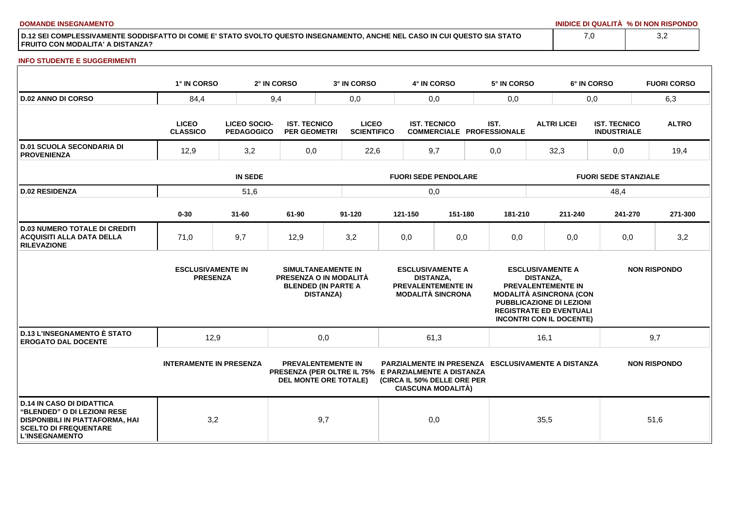**DOMANDE INSEGNAMENTO**

| | INIDICE DI QUALITÀ | % DI NON RISPONDO |
|---|---|---|
| D.12 SEI COMPLESSIVAMENTE SODDISFATTO DI COME E' STATO SVOLTO QUESTO INSEGNAMENTO, ANCHE NEL CASO IN CUI QUESTO SIA STATO FRUITO CON MODALITA' A DISTANZA? | 7,0 | 3,2 |

**INFO STUDENTE E SUGGERIMENTI**

| | 1° IN CORSO | 2° IN CORSO | 3° IN CORSO | 4° IN CORSO | 5° IN CORSO | 6° IN CORSO | FUORI CORSO |
|---|---|---|---|---|---|---|---|
| D.02 ANNO DI CORSO | 84,4 | 9,4 | 0,0 | 0,0 | 0,0 | 0,0 | 6,3 |

| | LICEO CLASSICO | LICEO SOCIO-PEDAGOGICO | IST. TECNICO PER GEOMETRI | LICEO SCIENTIFICO | IST. TECNICO COMMERCIALE | IST. PROFESSIONALE | ALTRI LICEI | IST. TECNICO INDUSTRIALE | ALTRO |
|---|---|---|---|---|---|---|---|---|---|
| D.01 SCUOLA SECONDARIA DI PROVENIENZA | 12,9 | 3,2 | 0,0 | 22,6 | 9,7 | 0,0 | 32,3 | 0,0 | 19,4 |

| | IN SEDE | FUORI SEDE PENDOLARE | FUORI SEDE STANZIALE |
|---|---|---|---|
| D.02 RESIDENZA | 51,6 | 0,0 | 48,4 |

| | 0-30 | 31-60 | 61-90 | 91-120 | 121-150 | 151-180 | 181-210 | 211-240 | 241-270 | 271-300 |
|---|---|---|---|---|---|---|---|---|---|---|
| D.03 NUMERO TOTALE DI CREDITI ACQUISITI ALLA DATA DELLA RILEVAZIONE | 71,0 | 9,7 | 12,9 | 3,2 | 0,0 | 0,0 | 0,0 | 0,0 | 0,0 | 3,2 |

| | ESCLUSIVAMENTE IN PRESENZA | SIMULTANEAMENTE IN PRESENZA O IN MODALITÀ BLENDED (IN PARTE A DISTANZA) | ESCLUSIVAMENTE A DISTANZA, PREVALENTEMENTE IN MODALITÀ SINCRONA | ESCLUSIVAMENTE A DISTANZA, PREVALENTEMENTE IN MODALITÀ ASINCRONA (CON PUBBLICAZIONE DI LEZIONI REGISTRATE ED EVENTUALI INCONTRI CON IL DOCENTE) | NON RISPONDO |
|---|---|---|---|---|---|
| D.13 L'INSEGNAMENTO È STATO EROGATO DAL DOCENTE | 12,9 | 0,0 | 61,3 | 16,1 | 9,7 |

| | INTERAMENTE IN PRESENZA | PREVALENTEMENTE IN PRESENZA (PER OLTRE IL 75% DEL MONTE ORE TOTALE) | PARZIALMENTE IN PRESENZA E PARZIALMENTE A DISTANZA (CIRCA IL 50% DELLE ORE PER CIASCUNA MODALITÀ) | ESCLUSIVAMENTE A DISTANZA | NON RISPONDO |
|---|---|---|---|---|---|
| D.14 IN CASO DI DIDATTICA "BLENDED" O DI LEZIONI RESE DISPONIBILI IN PIATTAFORMA, HAI SCELTO DI FREQUENTARE L'INSEGNAMENTO | 3,2 | 9,7 | 0,0 | 35,5 | 51,6 |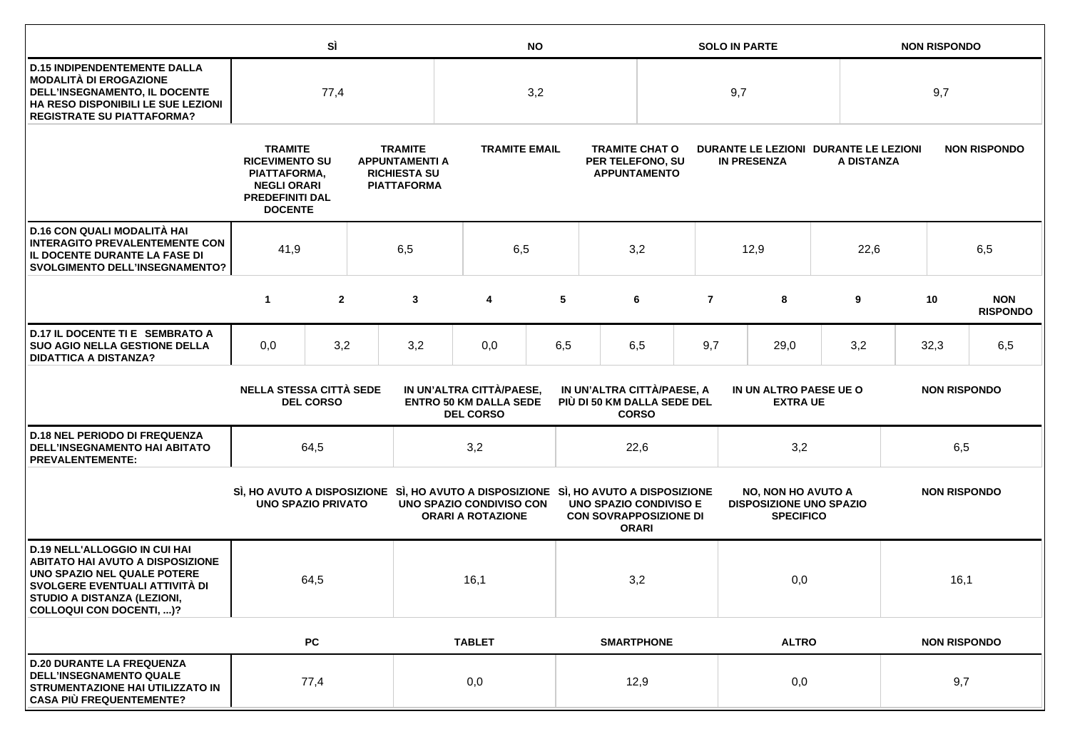| | SÌ | NO | SOLO IN PARTE | NON RISPONDO |
|---|---|---|---|---|
| **D.15 INDIPENDENTEMENTE DALLA MODALITÀ DI EROGAZIONE DELL'INSEGNAMENTO, IL DOCENTE HA RESO DISPONIBILI LE SUE LEZIONI REGISTRATE SU PIATTAFORMA?** | 77,4 | 3,2 | 9,7 | 9,7 |

| | TRAMITE RICEVIMENTO SU PIATTAFORMA, NEGLI ORARI PREDEFINITI DAL DOCENTE | TRAMITE APPUNTAMENTI A RICHIESTA SU PIATTAFORMA | TRAMITE EMAIL | TRAMITE CHAT O PER TELEFONO, SU APPUNTAMENTO | DURANTE LE LEZIONI IN PRESENZA | DURANTE LE LEZIONI A DISTANZA | NON RISPONDO |
|---|---|---|---|---|---|---|---|
| **D.16 CON QUALI MODALITÀ HAI INTERAGITO PREVALENTEMENTE CON IL DOCENTE DURANTE LA FASE DI SVOLGIMENTO DELL'INSEGNAMENTO?** | 41,9 | 6,5 | 6,5 | 3,2 | 12,9 | 22,6 | 6,5 |

| | 1 | 2 | 3 | 4 | 5 | 6 | 7 | 8 | 9 | 10 | NON RISPONDO |
|---|---|---|---|---|---|---|---|---|---|---|---|
| **D.17 IL DOCENTE TI E SEMBRATO A SUO AGIO NELLA GESTIONE DELLA DIDATTICA A DISTANZA?** | 0,0 | 3,2 | 3,2 | 0,0 | 6,5 | 6,5 | 9,7 | 29,0 | 3,2 | 32,3 | 6,5 |

| | NELLA STESSA CITTÀ SEDE DEL CORSO | IN UN'ALTRA CITTÀ/PAESE, ENTRO 50 KM DALLA SEDE DEL CORSO | IN UN'ALTRA CITTÀ/PAESE, A PIÙ DI 50 KM DALLA SEDE DEL CORSO | IN UN ALTRO PAESE UE O EXTRA UE | NON RISPONDO |
|---|---|---|---|---|---|
| **D.18 NEL PERIODO DI FREQUENZA DELL'INSEGNAMENTO HAI ABITATO PREVALENTEMENTE:** | 64,5 | 3,2 | 22,6 | 3,2 | 6,5 |

| | SÌ, HO AVUTO A DISPOSIZIONE UNO SPAZIO PRIVATO | SÌ, HO AVUTO A DISPOSIZIONE UNO SPAZIO CONDIVISO CON ORARI A ROTAZIONE | SÌ, HO AVUTO A DISPOSIZIONE UNO SPAZIO CONDIVISO E CON SOVRAPPOSIZIONE DI ORARI | NO, NON HO AVUTO A DISPOSIZIONE UNO SPAZIO SPECIFICO | NON RISPONDO |
|---|---|---|---|---|---|
| **D.19 NELL'ALLOGGIO IN CUI HAI ABITATO HAI AVUTO A DISPOSIZIONE UNO SPAZIO NEL QUALE POTERE SVOLGERE EVENTUALI ATTIVITÀ DI STUDIO A DISTANZA (LEZIONI, COLLOQUI CON DOCENTI, ...)?** | 64,5 | 16,1 | 3,2 | 0,0 | 16,1 |

| | PC | TABLET | SMARTPHONE | ALTRO | NON RISPONDO |
|---|---|---|---|---|---|
| **D.20 DURANTE LA FREQUENZA DELL'INSEGNAMENTO QUALE STRUMENTAZIONE HAI UTILIZZATO IN CASA PIÙ FREQUENTEMENTE?** | 77,4 | 0,0 | 12,9 | 0,0 | 9,7 |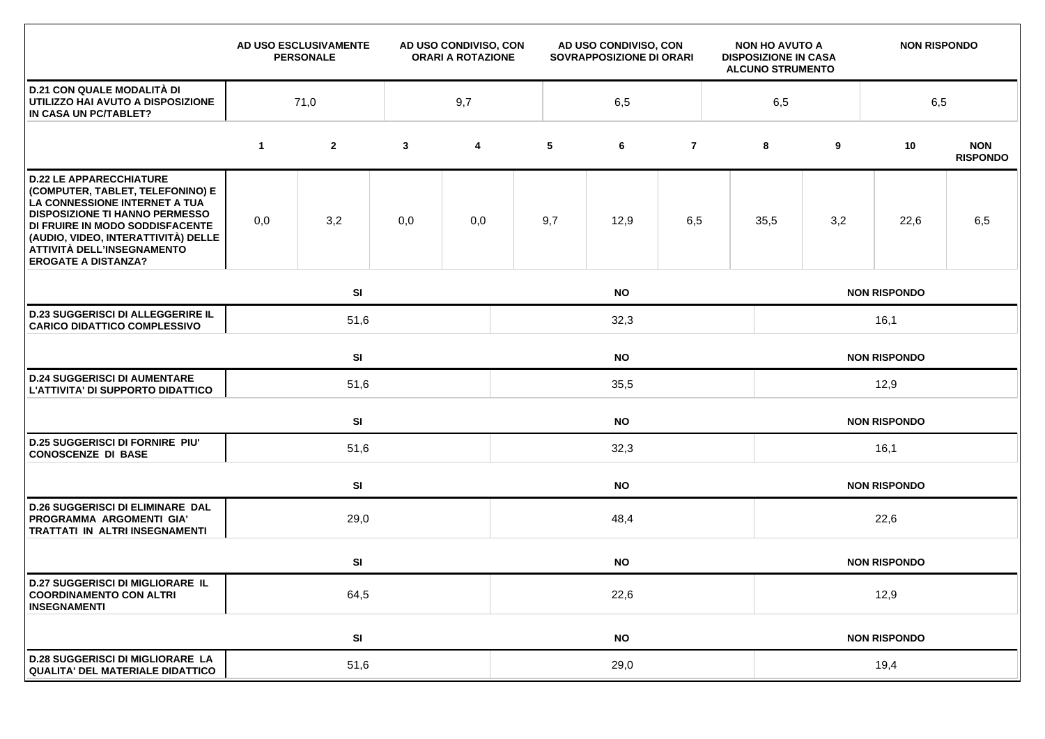| | AD USO ESCLUSIVAMENTE PERSONALE | AD USO CONDIVISO, CON ORARI A ROTAZIONE | AD USO CONDIVISO, CON SOVRAPPOSIZIONE DI ORARI | NON HO AVUTO A DISPOSIZIONE IN CASA ALCUNO STRUMENTO | NON RISPONDO |
|---|---|---|---|---|---|
| **D.21 CON QUALE MODALITÀ DI UTILIZZO HAI AVUTO A DISPOSIZIONE IN CASA UN PC/TABLET?** | 71,0 | 9,7 | 6,5 | 6,5 | 6,5 |

| | 1 | 2 | 3 | 4 | 5 | 6 | 7 | 8 | 9 | 10 | NON RISPONDO |
|---|---|---|---|---|---|---|---|---|---|---|---|
| **D.22 LE APPARECCHIATURE (COMPUTER, TABLET, TELEFONINO) E LA CONNESSIONE INTERNET A TUA DISPOSIZIONE TI HANNO PERMESSO DI FRUIRE IN MODO SODDISFACENTE (AUDIO, VIDEO, INTERATTIVITÀ) DELLE ATTIVITÀ DELL'INSEGNAMENTO EROGATE A DISTANZA?** | 0,0 | 3,2 | 0,0 | 0,0 | 9,7 | 12,9 | 6,5 | 35,5 | 3,2 | 22,6 | 6,5 |

| | SI | NO | NON RISPONDO |
|---|---|---|---|
| **D.23 SUGGERISCI DI ALLEGGERIRE IL CARICO DIDATTICO COMPLESSIVO** | 51,6 | 32,3 | 16,1 |
| **D.24 SUGGERISCI DI AUMENTARE L'ATTIVITA' DI SUPPORTO DIDATTICO** | 51,6 | 35,5 | 12,9 |
| **D.25 SUGGERISCI DI FORNIRE PIU' CONOSCENZE DI BASE** | 51,6 | 32,3 | 16,1 |
| **D.26 SUGGERISCI DI ELIMINARE DAL PROGRAMMA ARGOMENTI GIA' TRATTATI IN ALTRI INSEGNAMENTI** | 29,0 | 48,4 | 22,6 |
| **D.27 SUGGERISCI DI MIGLIORARE IL COORDINAMENTO CON ALTRI INSEGNAMENTI** | 64,5 | 22,6 | 12,9 |
| **D.28 SUGGERISCI DI MIGLIORARE LA QUALITA' DEL MATERIALE DIDATTICO** | 51,6 | 29,0 | 19,4 |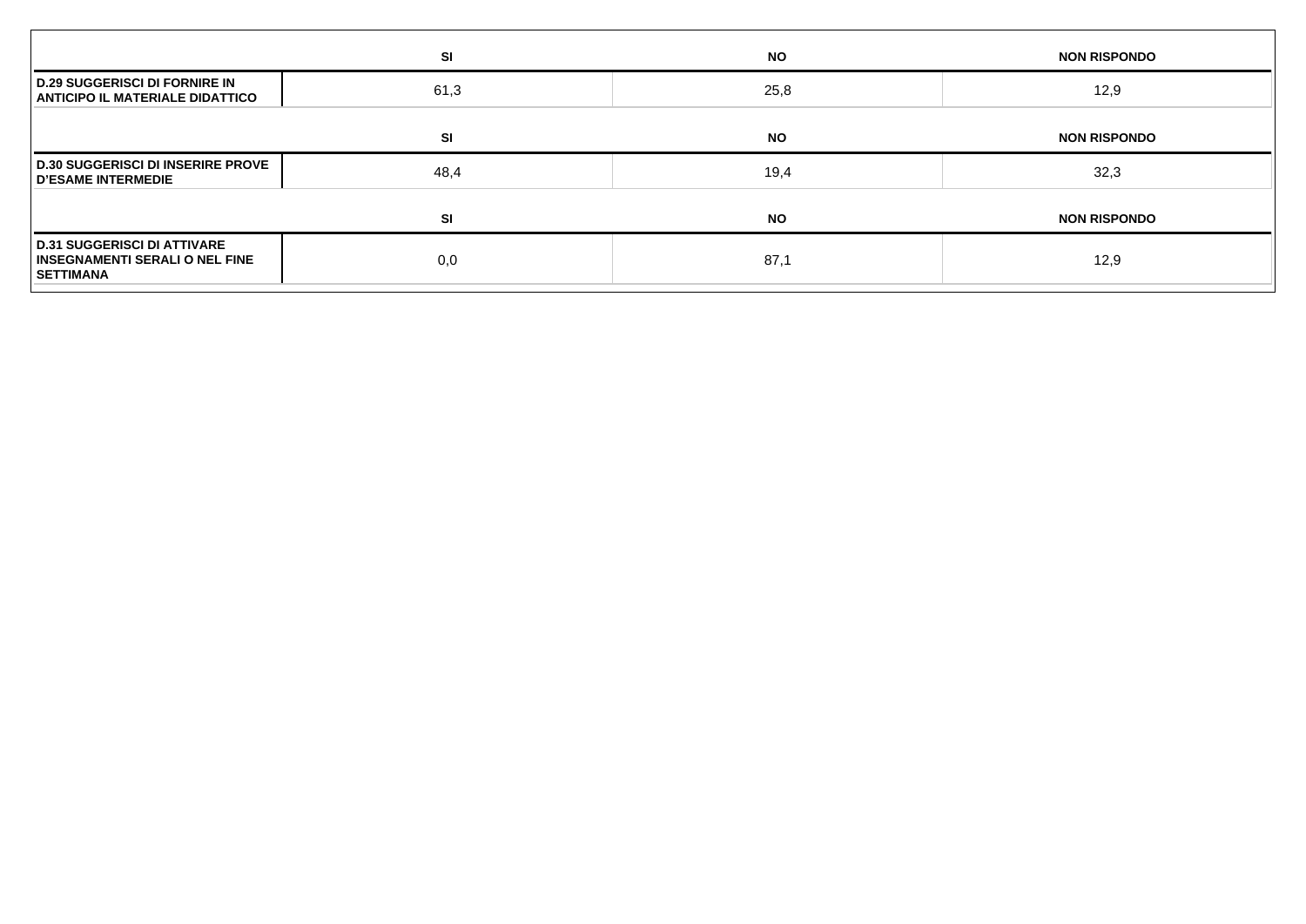| | SI | NO | NON RISPONDO |
|---|---|---|---|
| **D.29 SUGGERISCI DI FORNIRE IN ANTICIPO IL MATERIALE DIDATTICO** | 61,3 | 25,8 | 12,9 |

| | SI | NO | NON RISPONDO |
|---|---|---|---|
| **D.30 SUGGERISCI DI INSERIRE PROVE D'ESAME INTERMEDIE** | 48,4 | 19,4 | 32,3 |

| | SI | NO | NON RISPONDO |
|---|---|---|---|
| **D.31 SUGGERISCI DI ATTIVARE INSEGNAMENTI SERALI O NEL FINE SETTIMANA** | 0,0 | 87,1 | 12,9 |